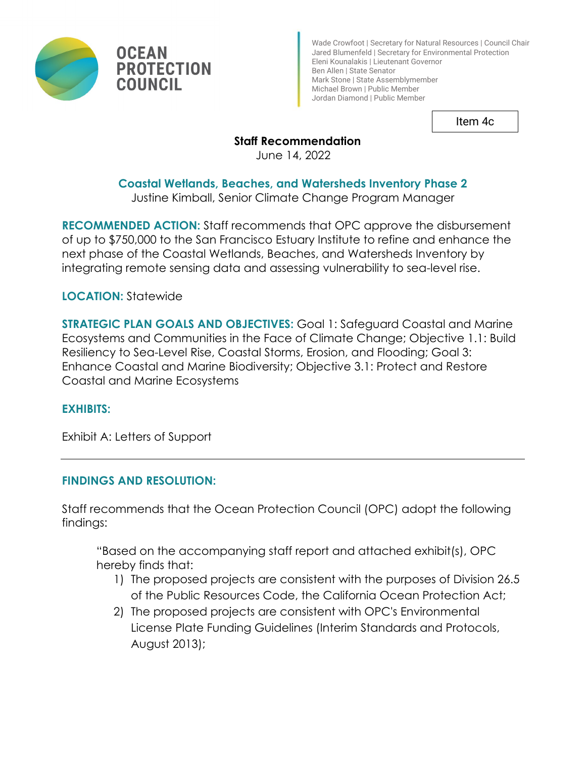**OCEAN PROTECTION COUNCIL**

Wade Crowfoot | Secretary for Natural Resources | Council Chair
Jared Blumenfeld | Secretary for Environmental Protection
Eleni Kounalakis | Lieutenant Governor
Ben Allen | State Senator
Mark Stone | State Assemblymember
Michael Brown | Public Member
Jordan Diamond | Public Member

Item 4c

**Staff Recommendation**
June 14, 2022

## Coastal Wetlands, Beaches, and Watersheds Inventory Phase 2

Justine Kimball, Senior Climate Change Program Manager

**RECOMMENDED ACTION:** Staff recommends that OPC approve the disbursement of up to $750,000 to the San Francisco Estuary Institute to refine and enhance the next phase of the Coastal Wetlands, Beaches, and Watersheds Inventory by integrating remote sensing data and assessing vulnerability to sea-level rise.

**LOCATION:** Statewide

**STRATEGIC PLAN GOALS AND OBJECTIVES:** Goal 1: Safeguard Coastal and Marine Ecosystems and Communities in the Face of Climate Change; Objective 1.1: Build Resiliency to Sea-Level Rise, Coastal Storms, Erosion, and Flooding; Goal 3: Enhance Coastal and Marine Biodiversity; Objective 3.1: Protect and Restore Coastal and Marine Ecosystems

**EXHIBITS:**

Exhibit A: Letters of Support

---

**FINDINGS AND RESOLUTION:**

Staff recommends that the Ocean Protection Council (OPC) adopt the following findings:

"Based on the accompanying staff report and attached exhibit(s), OPC hereby finds that:

1) The proposed projects are consistent with the purposes of Division 26.5 of the Public Resources Code, the California Ocean Protection Act;
2) The proposed projects are consistent with OPC's Environmental License Plate Funding Guidelines (Interim Standards and Protocols, August 2013);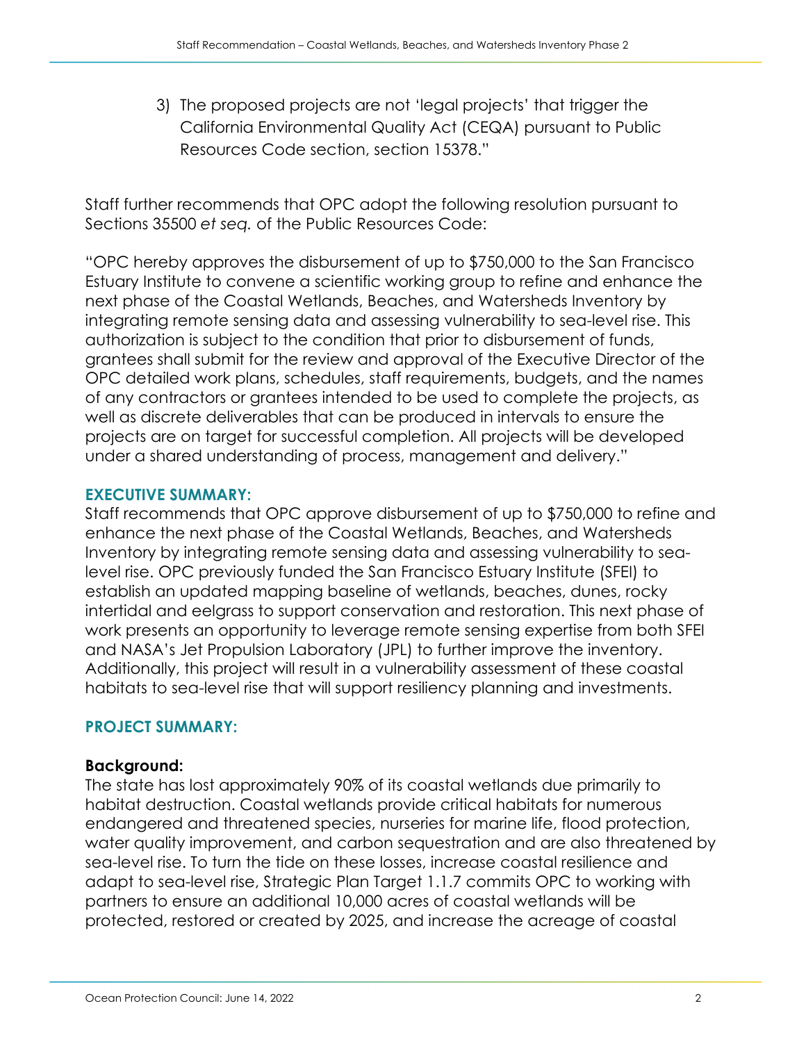3) The proposed projects are not 'legal projects' that trigger the California Environmental Quality Act (CEQA) pursuant to Public Resources Code section, section 15378."

Staff further recommends that OPC adopt the following resolution pursuant to Sections 35500 *et seq.* of the Public Resources Code:

"OPC hereby approves the disbursement of up to $750,000 to the San Francisco Estuary Institute to convene a scientific working group to refine and enhance the next phase of the Coastal Wetlands, Beaches, and Watersheds Inventory by integrating remote sensing data and assessing vulnerability to sea-level rise. This authorization is subject to the condition that prior to disbursement of funds, grantees shall submit for the review and approval of the Executive Director of the OPC detailed work plans, schedules, staff requirements, budgets, and the names of any contractors or grantees intended to be used to complete the projects, as well as discrete deliverables that can be produced in intervals to ensure the projects are on target for successful completion. All projects will be developed under a shared understanding of process, management and delivery."

## EXECUTIVE SUMMARY:

Staff recommends that OPC approve disbursement of up to $750,000 to refine and enhance the next phase of the Coastal Wetlands, Beaches, and Watersheds Inventory by integrating remote sensing data and assessing vulnerability to sea-level rise. OPC previously funded the San Francisco Estuary Institute (SFEI) to establish an updated mapping baseline of wetlands, beaches, dunes, rocky intertidal and eelgrass to support conservation and restoration. This next phase of work presents an opportunity to leverage remote sensing expertise from both SFEI and NASA's Jet Propulsion Laboratory (JPL) to further improve the inventory. Additionally, this project will result in a vulnerability assessment of these coastal habitats to sea-level rise that will support resiliency planning and investments.

## PROJECT SUMMARY:

### Background:

The state has lost approximately 90% of its coastal wetlands due primarily to habitat destruction. Coastal wetlands provide critical habitats for numerous endangered and threatened species, nurseries for marine life, flood protection, water quality improvement, and carbon sequestration and are also threatened by sea-level rise. To turn the tide on these losses, increase coastal resilience and adapt to sea-level rise, Strategic Plan Target 1.1.7 commits OPC to working with partners to ensure an additional 10,000 acres of coastal wetlands will be protected, restored or created by 2025, and increase the acreage of coastal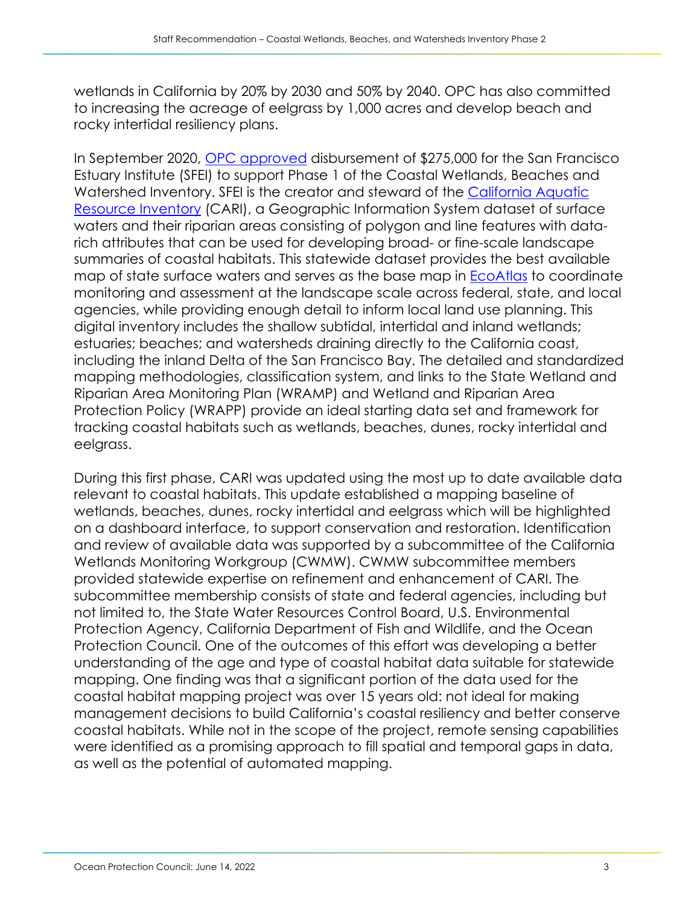wetlands in California by 20% by 2030 and 50% by 2040. OPC has also committed to increasing the acreage of eelgrass by 1,000 acres and develop beach and rocky intertidal resiliency plans.

In September 2020, OPC approved disbursement of $275,000 for the San Francisco Estuary Institute (SFEI) to support Phase 1 of the Coastal Wetlands, Beaches and Watershed Inventory. SFEI is the creator and steward of the California Aquatic Resource Inventory (CARI), a Geographic Information System dataset of surface waters and their riparian areas consisting of polygon and line features with data-rich attributes that can be used for developing broad- or fine-scale landscape summaries of coastal habitats. This statewide dataset provides the best available map of state surface waters and serves as the base map in EcoAtlas to coordinate monitoring and assessment at the landscape scale across federal, state, and local agencies, while providing enough detail to inform local land use planning. This digital inventory includes the shallow subtidal, intertidal and inland wetlands; estuaries; beaches; and watersheds draining directly to the California coast, including the inland Delta of the San Francisco Bay. The detailed and standardized mapping methodologies, classification system, and links to the State Wetland and Riparian Area Monitoring Plan (WRAMP) and Wetland and Riparian Area Protection Policy (WRAPP) provide an ideal starting data set and framework for tracking coastal habitats such as wetlands, beaches, dunes, rocky intertidal and eelgrass.

During this first phase, CARI was updated using the most up to date available data relevant to coastal habitats. This update established a mapping baseline of wetlands, beaches, dunes, rocky intertidal and eelgrass which will be highlighted on a dashboard interface, to support conservation and restoration. Identification and review of available data was supported by a subcommittee of the California Wetlands Monitoring Workgroup (CWMW). CWMW subcommittee members provided statewide expertise on refinement and enhancement of CARI. The subcommittee membership consists of state and federal agencies, including but not limited to, the State Water Resources Control Board, U.S. Environmental Protection Agency, California Department of Fish and Wildlife, and the Ocean Protection Council. One of the outcomes of this effort was developing a better understanding of the age and type of coastal habitat data suitable for statewide mapping. One finding was that a significant portion of the data used for the coastal habitat mapping project was over 15 years old: not ideal for making management decisions to build California's coastal resiliency and better conserve coastal habitats. While not in the scope of the project, remote sensing capabilities were identified as a promising approach to fill spatial and temporal gaps in data, as well as the potential of automated mapping.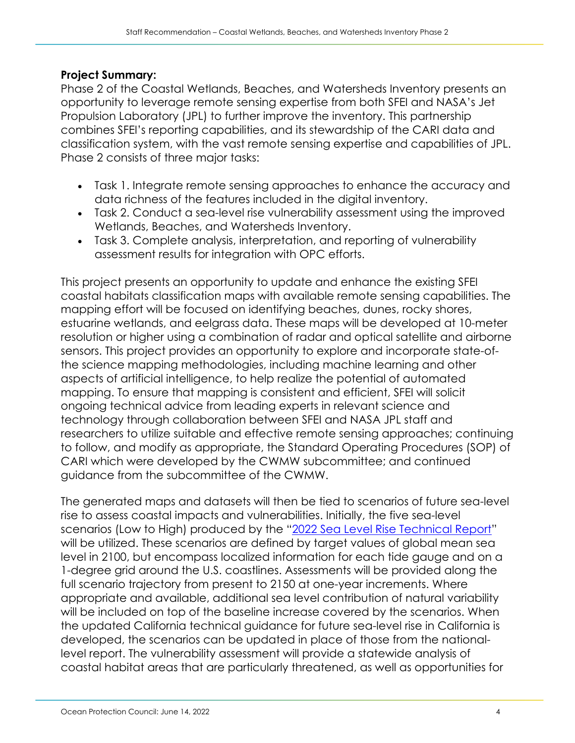**Project Summary:**

Phase 2 of the Coastal Wetlands, Beaches, and Watersheds Inventory presents an opportunity to leverage remote sensing expertise from both SFEI and NASA's Jet Propulsion Laboratory (JPL) to further improve the inventory. This partnership combines SFEI's reporting capabilities, and its stewardship of the CARI data and classification system, with the vast remote sensing expertise and capabilities of JPL. Phase 2 consists of three major tasks:

- Task 1. Integrate remote sensing approaches to enhance the accuracy and data richness of the features included in the digital inventory.
- Task 2. Conduct a sea-level rise vulnerability assessment using the improved Wetlands, Beaches, and Watersheds Inventory.
- Task 3. Complete analysis, interpretation, and reporting of vulnerability assessment results for integration with OPC efforts.

This project presents an opportunity to update and enhance the existing SFEI coastal habitats classification maps with available remote sensing capabilities. The mapping effort will be focused on identifying beaches, dunes, rocky shores, estuarine wetlands, and eelgrass data. These maps will be developed at 10-meter resolution or higher using a combination of radar and optical satellite and airborne sensors. This project provides an opportunity to explore and incorporate state-of-the science mapping methodologies, including machine learning and other aspects of artificial intelligence, to help realize the potential of automated mapping. To ensure that mapping is consistent and efficient, SFEI will solicit ongoing technical advice from leading experts in relevant science and technology through collaboration between SFEI and NASA JPL staff and researchers to utilize suitable and effective remote sensing approaches; continuing to follow, and modify as appropriate, the Standard Operating Procedures (SOP) of CARI which were developed by the CWMW subcommittee; and continued guidance from the subcommittee of the CWMW.

The generated maps and datasets will then be tied to scenarios of future sea-level rise to assess coastal impacts and vulnerabilities. Initially, the five sea-level scenarios (Low to High) produced by the "[2022 Sea Level Rise Technical Report]" will be utilized. These scenarios are defined by target values of global mean sea level in 2100, but encompass localized information for each tide gauge and on a 1-degree grid around the U.S. coastlines. Assessments will be provided along the full scenario trajectory from present to 2150 at one-year increments. Where appropriate and available, additional sea level contribution of natural variability will be included on top of the baseline increase covered by the scenarios. When the updated California technical guidance for future sea-level rise in California is developed, the scenarios can be updated in place of those from the national-level report. The vulnerability assessment will provide a statewide analysis of coastal habitat areas that are particularly threatened, as well as opportunities for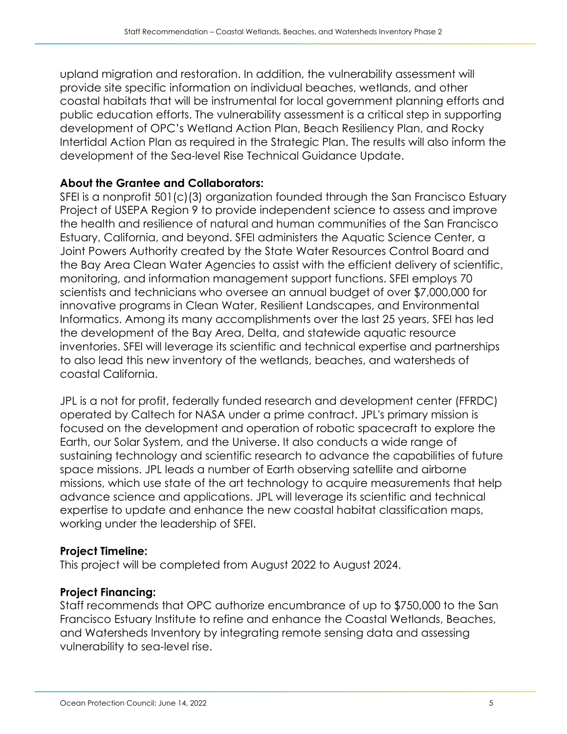upland migration and restoration. In addition, the vulnerability assessment will provide site specific information on individual beaches, wetlands, and other coastal habitats that will be instrumental for local government planning efforts and public education efforts. The vulnerability assessment is a critical step in supporting development of OPC's Wetland Action Plan, Beach Resiliency Plan, and Rocky Intertidal Action Plan as required in the Strategic Plan. The results will also inform the development of the Sea-level Rise Technical Guidance Update.

**About the Grantee and Collaborators:**
SFEI is a nonprofit 501(c)(3) organization founded through the San Francisco Estuary Project of USEPA Region 9 to provide independent science to assess and improve the health and resilience of natural and human communities of the San Francisco Estuary, California, and beyond. SFEI administers the Aquatic Science Center, a Joint Powers Authority created by the State Water Resources Control Board and the Bay Area Clean Water Agencies to assist with the efficient delivery of scientific, monitoring, and information management support functions. SFEI employs 70 scientists and technicians who oversee an annual budget of over $7,000,000 for innovative programs in Clean Water, Resilient Landscapes, and Environmental Informatics. Among its many accomplishments over the last 25 years, SFEI has led the development of the Bay Area, Delta, and statewide aquatic resource inventories. SFEI will leverage its scientific and technical expertise and partnerships to also lead this new inventory of the wetlands, beaches, and watersheds of coastal California.

JPL is a not for profit, federally funded research and development center (FFRDC) operated by Caltech for NASA under a prime contract. JPL's primary mission is focused on the development and operation of robotic spacecraft to explore the Earth, our Solar System, and the Universe. It also conducts a wide range of sustaining technology and scientific research to advance the capabilities of future space missions. JPL leads a number of Earth observing satellite and airborne missions, which use state of the art technology to acquire measurements that help advance science and applications. JPL will leverage its scientific and technical expertise to update and enhance the new coastal habitat classification maps, working under the leadership of SFEI.

**Project Timeline:**
This project will be completed from August 2022 to August 2024.

**Project Financing:**
Staff recommends that OPC authorize encumbrance of up to $750,000 to the San Francisco Estuary Institute to refine and enhance the Coastal Wetlands, Beaches, and Watersheds Inventory by integrating remote sensing data and assessing vulnerability to sea-level rise.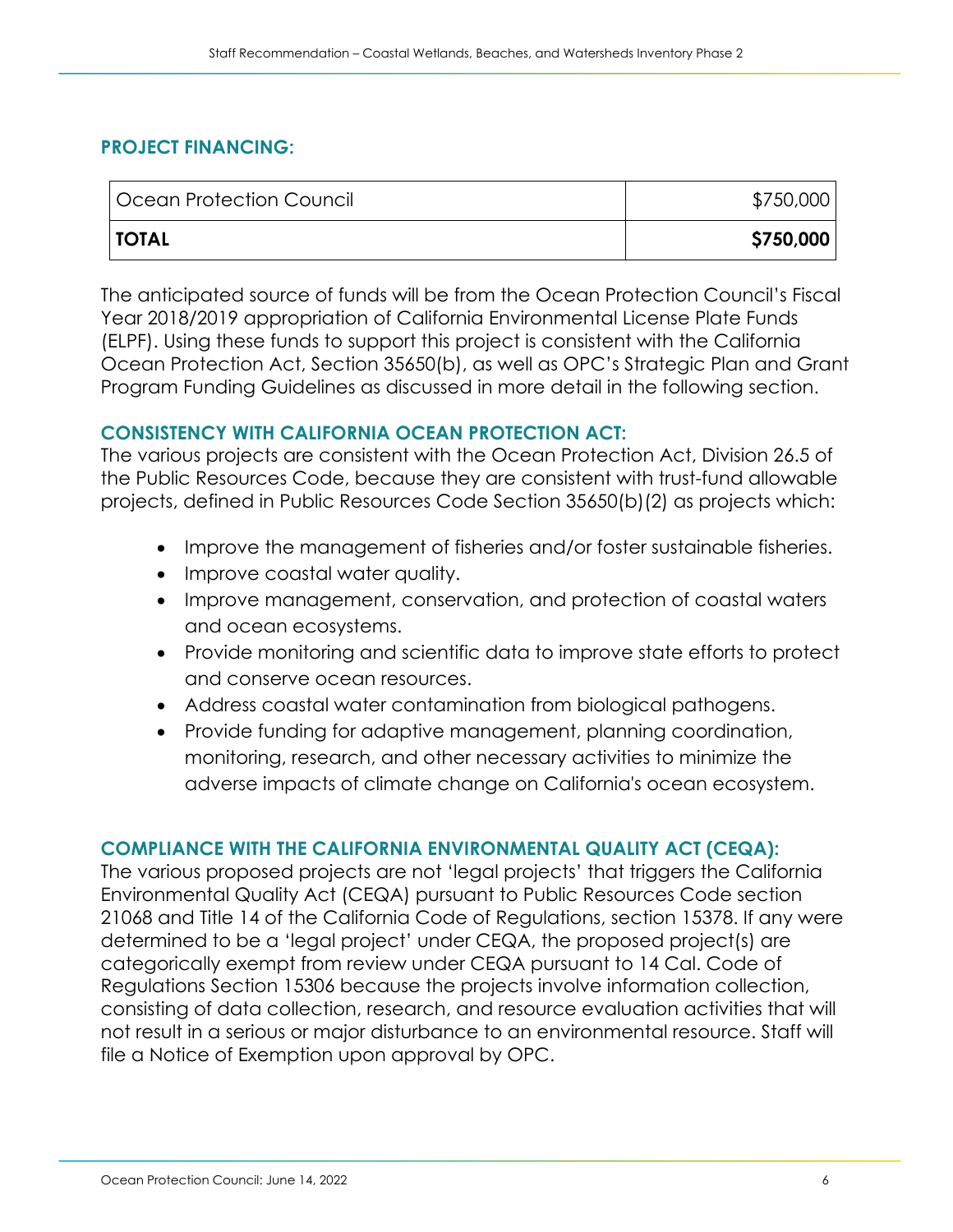## PROJECT FINANCING:

| | |
|---|---|
| Ocean Protection Council | $750,000 |
| **TOTAL** | **$750,000** |

The anticipated source of funds will be from the Ocean Protection Council's Fiscal Year 2018/2019 appropriation of California Environmental License Plate Funds (ELPF). Using these funds to support this project is consistent with the California Ocean Protection Act, Section 35650(b), as well as OPC's Strategic Plan and Grant Program Funding Guidelines as discussed in more detail in the following section.

## CONSISTENCY WITH CALIFORNIA OCEAN PROTECTION ACT:

The various projects are consistent with the Ocean Protection Act, Division 26.5 of the Public Resources Code, because they are consistent with trust-fund allowable projects, defined in Public Resources Code Section 35650(b)(2) as projects which:

- Improve the management of fisheries and/or foster sustainable fisheries.
- Improve coastal water quality.
- Improve management, conservation, and protection of coastal waters and ocean ecosystems.
- Provide monitoring and scientific data to improve state efforts to protect and conserve ocean resources.
- Address coastal water contamination from biological pathogens.
- Provide funding for adaptive management, planning coordination, monitoring, research, and other necessary activities to minimize the adverse impacts of climate change on California's ocean ecosystem.

## COMPLIANCE WITH THE CALIFORNIA ENVIRONMENTAL QUALITY ACT (CEQA):

The various proposed projects are not 'legal projects' that triggers the California Environmental Quality Act (CEQA) pursuant to Public Resources Code section 21068 and Title 14 of the California Code of Regulations, section 15378. If any were determined to be a 'legal project' under CEQA, the proposed project(s) are categorically exempt from review under CEQA pursuant to 14 Cal. Code of Regulations Section 15306 because the projects involve information collection, consisting of data collection, research, and resource evaluation activities that will not result in a serious or major disturbance to an environmental resource. Staff will file a Notice of Exemption upon approval by OPC.